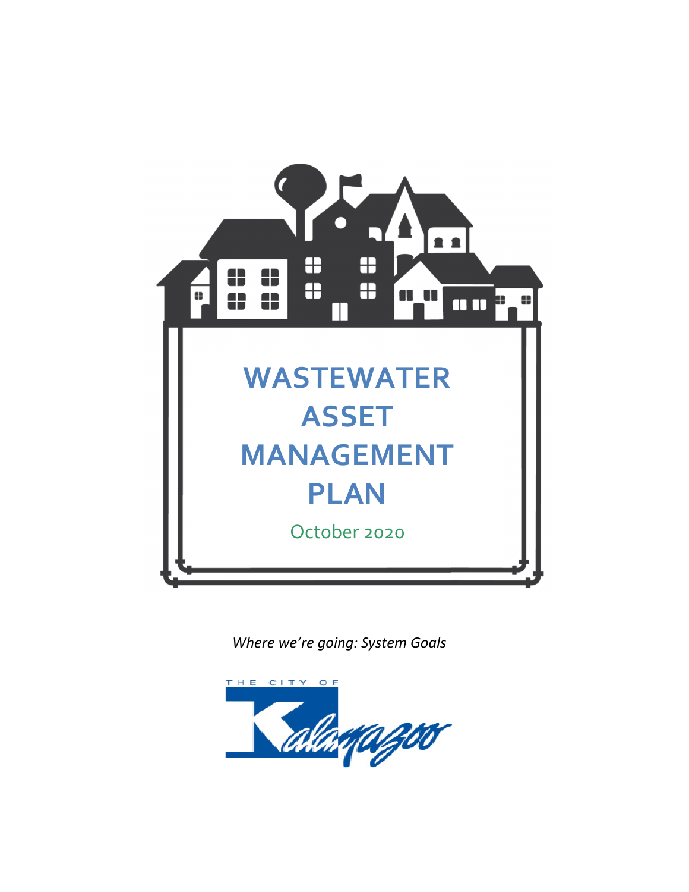# WASTEWATER ASSET MANAGEMENT PLAN

October 2020

*Where we're going: System Goals*

THE CITY OF Kalamazoo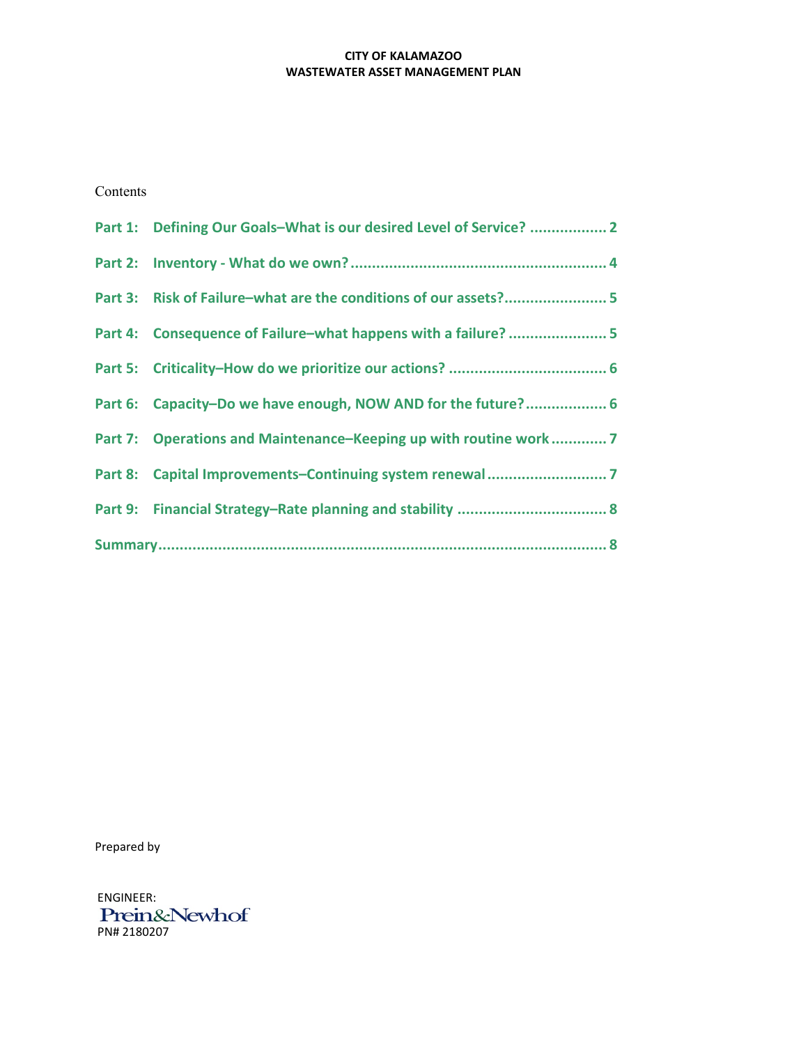**CITY OF KALAMAZOO**
**WASTEWATER ASSET MANAGEMENT PLAN**

Contents

- **Part 1: Defining Our Goals–What is our desired Level of Service? .................. 2**
- **Part 2: Inventory - What do we own? ............................................................ 4**
- **Part 3: Risk of Failure–what are the conditions of our assets? ........................ 5**
- **Part 4: Consequence of Failure–what happens with a failure? ....................... 5**
- **Part 5: Criticality–How do we prioritize our actions? ..................................... 6**
- **Part 6: Capacity–Do we have enough, NOW AND for the future? ................... 6**
- **Part 7: Operations and Maintenance–Keeping up with routine work ............. 7**
- **Part 8: Capital Improvements–Continuing system renewal ............................ 7**
- **Part 9: Financial Strategy–Rate planning and stability ................................... 8**
- **Summary ......................................................................................................... 8**

Prepared by

ENGINEER:
Prein&Newhof
PN# 2180207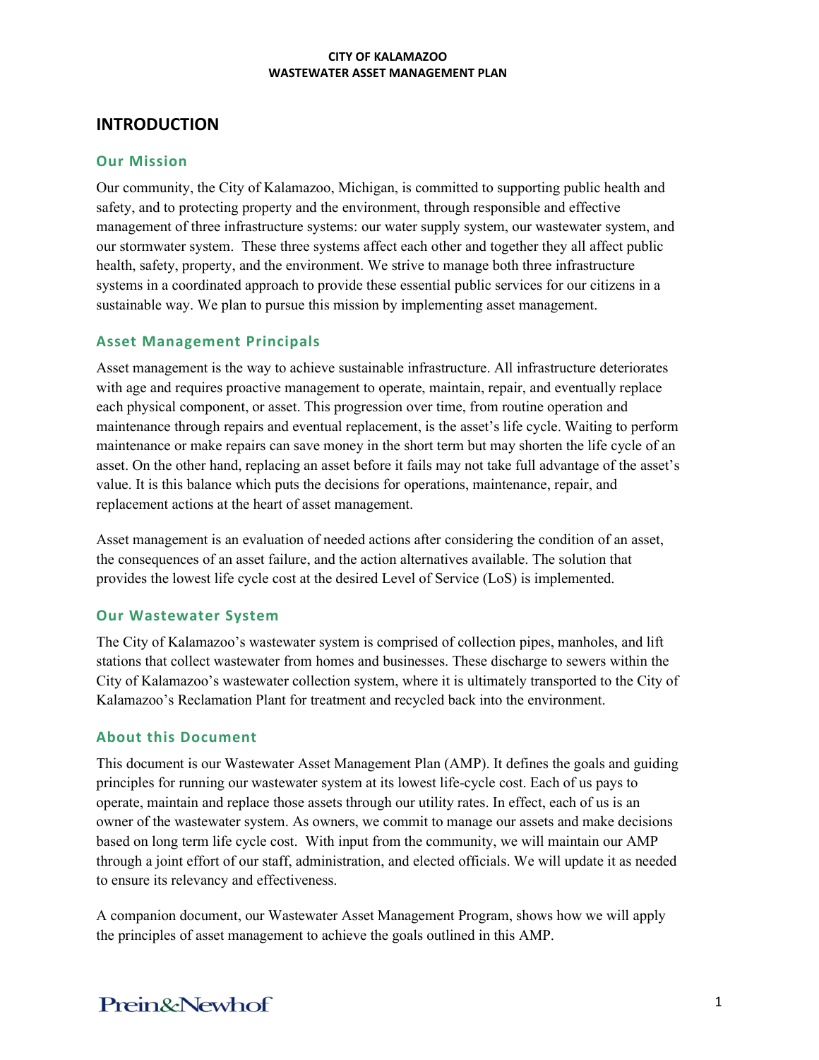# INTRODUCTION

## Our Mission

Our community, the City of Kalamazoo, Michigan, is committed to supporting public health and safety, and to protecting property and the environment, through responsible and effective management of three infrastructure systems: our water supply system, our wastewater system, and our stormwater system. These three systems affect each other and together they all affect public health, safety, property, and the environment. We strive to manage both three infrastructure systems in a coordinated approach to provide these essential public services for our citizens in a sustainable way. We plan to pursue this mission by implementing asset management.

## Asset Management Principals

Asset management is the way to achieve sustainable infrastructure. All infrastructure deteriorates with age and requires proactive management to operate, maintain, repair, and eventually replace each physical component, or asset. This progression over time, from routine operation and maintenance through repairs and eventual replacement, is the asset's life cycle. Waiting to perform maintenance or make repairs can save money in the short term but may shorten the life cycle of an asset. On the other hand, replacing an asset before it fails may not take full advantage of the asset's value. It is this balance which puts the decisions for operations, maintenance, repair, and replacement actions at the heart of asset management.

Asset management is an evaluation of needed actions after considering the condition of an asset, the consequences of an asset failure, and the action alternatives available. The solution that provides the lowest life cycle cost at the desired Level of Service (LoS) is implemented.

## Our Wastewater System

The City of Kalamazoo's wastewater system is comprised of collection pipes, manholes, and lift stations that collect wastewater from homes and businesses. These discharge to sewers within the City of Kalamazoo's wastewater collection system, where it is ultimately transported to the City of Kalamazoo's Reclamation Plant for treatment and recycled back into the environment.

## About this Document

This document is our Wastewater Asset Management Plan (AMP). It defines the goals and guiding principles for running our wastewater system at its lowest life-cycle cost. Each of us pays to operate, maintain and replace those assets through our utility rates. In effect, each of us is an owner of the wastewater system. As owners, we commit to manage our assets and make decisions based on long term life cycle cost. With input from the community, we will maintain our AMP through a joint effort of our staff, administration, and elected officials. We will update it as needed to ensure its relevancy and effectiveness.

A companion document, our Wastewater Asset Management Program, shows how we will apply the principles of asset management to achieve the goals outlined in this AMP.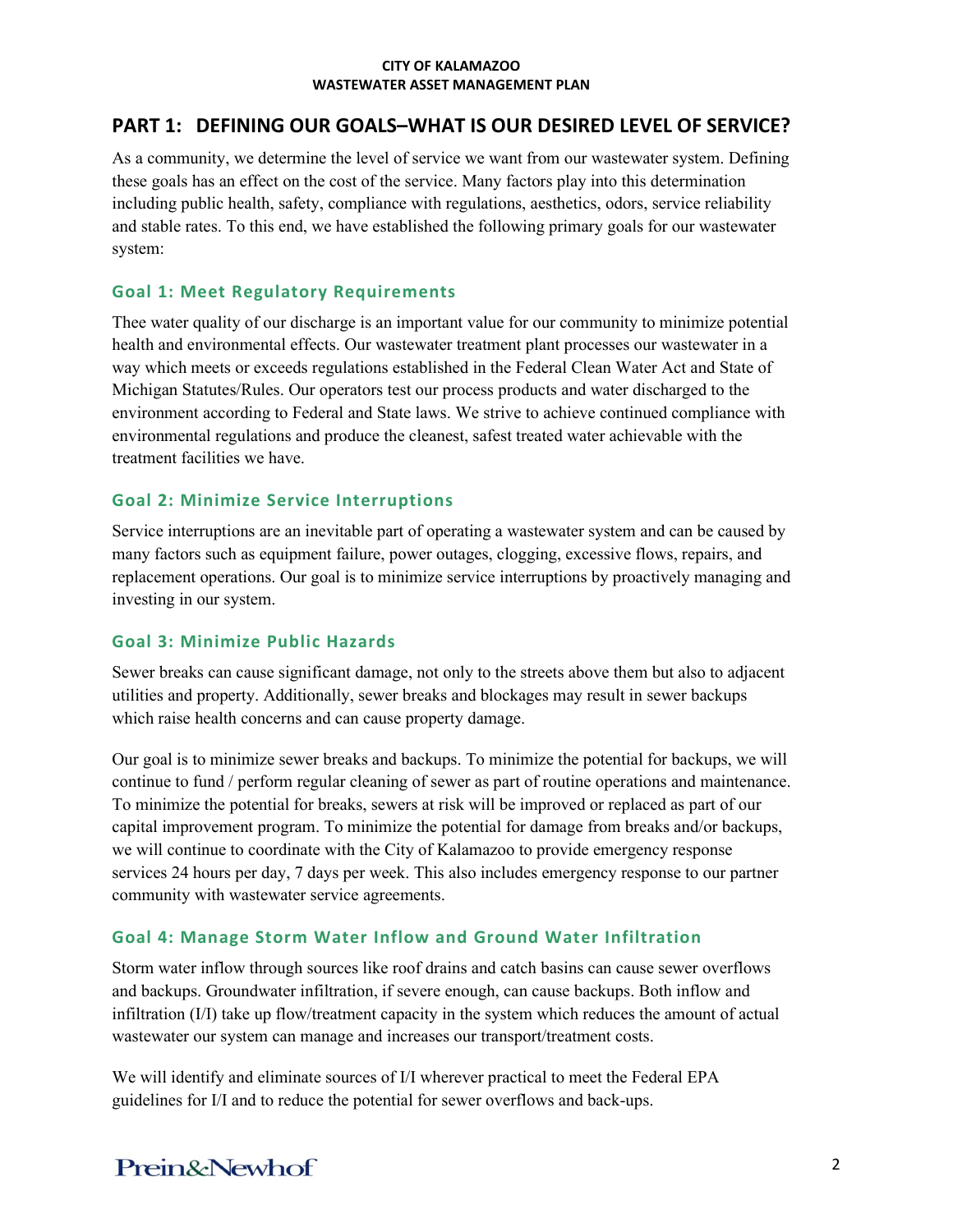## PART 1: DEFINING OUR GOALS–WHAT IS OUR DESIRED LEVEL OF SERVICE?

As a community, we determine the level of service we want from our wastewater system. Defining these goals has an effect on the cost of the service. Many factors play into this determination including public health, safety, compliance with regulations, aesthetics, odors, service reliability and stable rates. To this end, we have established the following primary goals for our wastewater system:

### Goal 1: Meet Regulatory Requirements

Thee water quality of our discharge is an important value for our community to minimize potential health and environmental effects. Our wastewater treatment plant processes our wastewater in a way which meets or exceeds regulations established in the Federal Clean Water Act and State of Michigan Statutes/Rules. Our operators test our process products and water discharged to the environment according to Federal and State laws. We strive to achieve continued compliance with environmental regulations and produce the cleanest, safest treated water achievable with the treatment facilities we have.

### Goal 2: Minimize Service Interruptions

Service interruptions are an inevitable part of operating a wastewater system and can be caused by many factors such as equipment failure, power outages, clogging, excessive flows, repairs, and replacement operations. Our goal is to minimize service interruptions by proactively managing and investing in our system.

### Goal 3: Minimize Public Hazards

Sewer breaks can cause significant damage, not only to the streets above them but also to adjacent utilities and property. Additionally, sewer breaks and blockages may result in sewer backups which raise health concerns and can cause property damage.

Our goal is to minimize sewer breaks and backups. To minimize the potential for backups, we will continue to fund / perform regular cleaning of sewer as part of routine operations and maintenance. To minimize the potential for breaks, sewers at risk will be improved or replaced as part of our capital improvement program. To minimize the potential for damage from breaks and/or backups, we will continue to coordinate with the City of Kalamazoo to provide emergency response services 24 hours per day, 7 days per week. This also includes emergency response to our partner community with wastewater service agreements.

### Goal 4: Manage Storm Water Inflow and Ground Water Infiltration

Storm water inflow through sources like roof drains and catch basins can cause sewer overflows and backups. Groundwater infiltration, if severe enough, can cause backups. Both inflow and infiltration (I/I) take up flow/treatment capacity in the system which reduces the amount of actual wastewater our system can manage and increases our transport/treatment costs.

We will identify and eliminate sources of I/I wherever practical to meet the Federal EPA guidelines for I/I and to reduce the potential for sewer overflows and back-ups.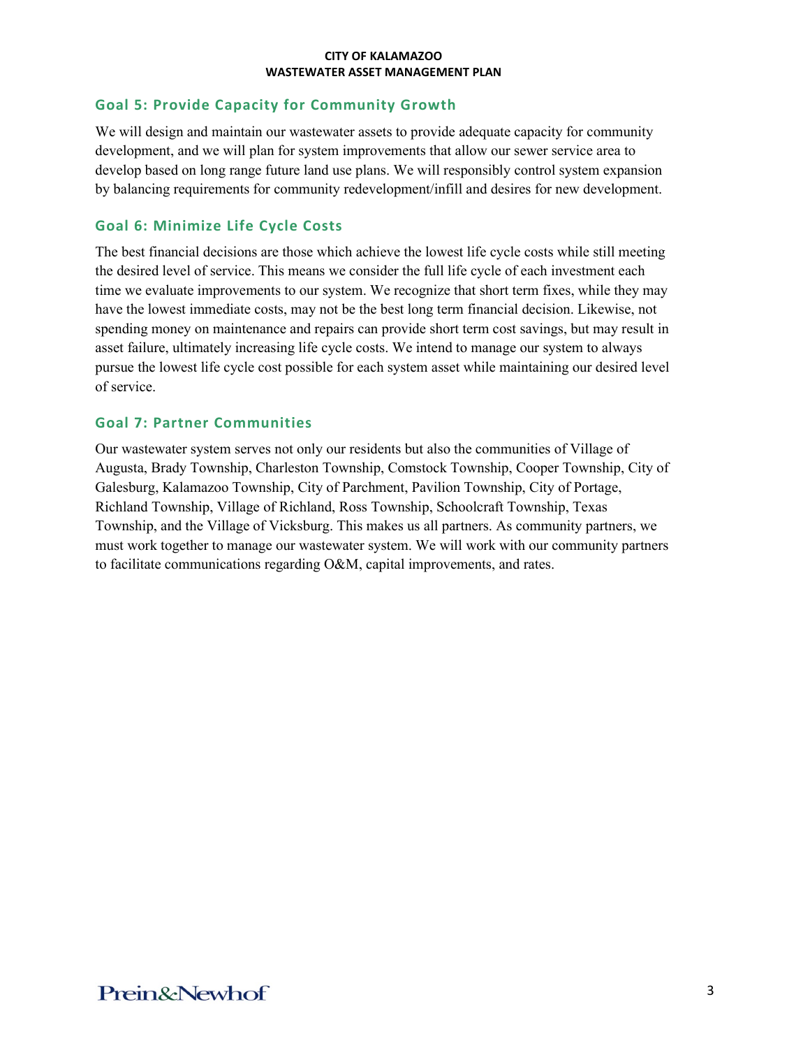## Goal 5: Provide Capacity for Community Growth

We will design and maintain our wastewater assets to provide adequate capacity for community development, and we will plan for system improvements that allow our sewer service area to develop based on long range future land use plans. We will responsibly control system expansion by balancing requirements for community redevelopment/infill and desires for new development.

## Goal 6: Minimize Life Cycle Costs

The best financial decisions are those which achieve the lowest life cycle costs while still meeting the desired level of service. This means we consider the full life cycle of each investment each time we evaluate improvements to our system. We recognize that short term fixes, while they may have the lowest immediate costs, may not be the best long term financial decision. Likewise, not spending money on maintenance and repairs can provide short term cost savings, but may result in asset failure, ultimately increasing life cycle costs. We intend to manage our system to always pursue the lowest life cycle cost possible for each system asset while maintaining our desired level of service.

## Goal 7: Partner Communities

Our wastewater system serves not only our residents but also the communities of Village of Augusta, Brady Township, Charleston Township, Comstock Township, Cooper Township, City of Galesburg, Kalamazoo Township, City of Parchment, Pavilion Township, City of Portage, Richland Township, Village of Richland, Ross Township, Schoolcraft Township, Texas Township, and the Village of Vicksburg. This makes us all partners. As community partners, we must work together to manage our wastewater system. We will work with our community partners to facilitate communications regarding O&M, capital improvements, and rates.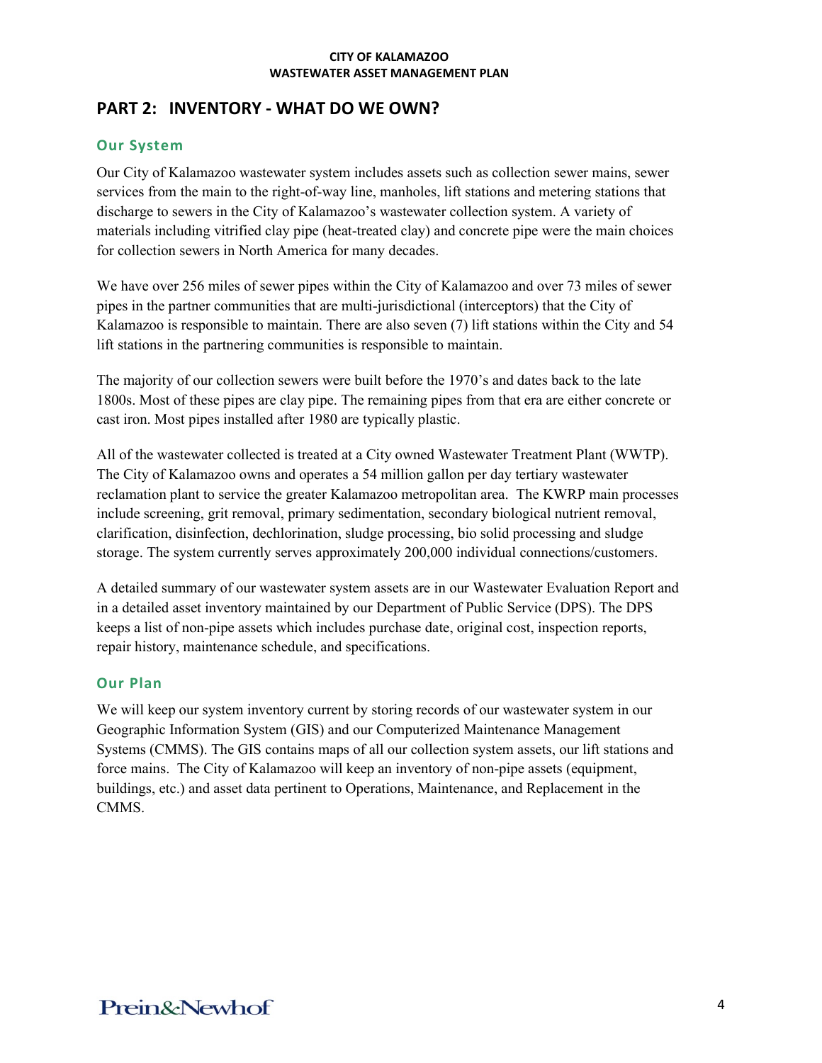## PART 2: INVENTORY - WHAT DO WE OWN?

### Our System

Our City of Kalamazoo wastewater system includes assets such as collection sewer mains, sewer services from the main to the right-of-way line, manholes, lift stations and metering stations that discharge to sewers in the City of Kalamazoo's wastewater collection system. A variety of materials including vitrified clay pipe (heat-treated clay) and concrete pipe were the main choices for collection sewers in North America for many decades.

We have over 256 miles of sewer pipes within the City of Kalamazoo and over 73 miles of sewer pipes in the partner communities that are multi-jurisdictional (interceptors) that the City of Kalamazoo is responsible to maintain. There are also seven (7) lift stations within the City and 54 lift stations in the partnering communities is responsible to maintain.

The majority of our collection sewers were built before the 1970's and dates back to the late 1800s. Most of these pipes are clay pipe. The remaining pipes from that era are either concrete or cast iron. Most pipes installed after 1980 are typically plastic.

All of the wastewater collected is treated at a City owned Wastewater Treatment Plant (WWTP). The City of Kalamazoo owns and operates a 54 million gallon per day tertiary wastewater reclamation plant to service the greater Kalamazoo metropolitan area. The KWRP main processes include screening, grit removal, primary sedimentation, secondary biological nutrient removal, clarification, disinfection, dechlorination, sludge processing, bio solid processing and sludge storage. The system currently serves approximately 200,000 individual connections/customers.

A detailed summary of our wastewater system assets are in our Wastewater Evaluation Report and in a detailed asset inventory maintained by our Department of Public Service (DPS). The DPS keeps a list of non-pipe assets which includes purchase date, original cost, inspection reports, repair history, maintenance schedule, and specifications.

### Our Plan

We will keep our system inventory current by storing records of our wastewater system in our Geographic Information System (GIS) and our Computerized Maintenance Management Systems (CMMS). The GIS contains maps of all our collection system assets, our lift stations and force mains. The City of Kalamazoo will keep an inventory of non-pipe assets (equipment, buildings, etc.) and asset data pertinent to Operations, Maintenance, and Replacement in the CMMS.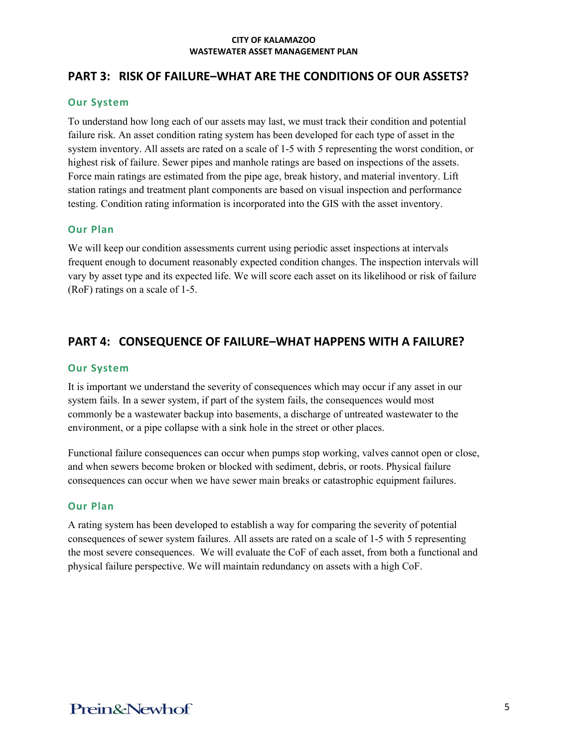## PART 3: RISK OF FAILURE–WHAT ARE THE CONDITIONS OF OUR ASSETS?

### Our System

To understand how long each of our assets may last, we must track their condition and potential failure risk. An asset condition rating system has been developed for each type of asset in the system inventory. All assets are rated on a scale of 1-5 with 5 representing the worst condition, or highest risk of failure. Sewer pipes and manhole ratings are based on inspections of the assets. Force main ratings are estimated from the pipe age, break history, and material inventory. Lift station ratings and treatment plant components are based on visual inspection and performance testing. Condition rating information is incorporated into the GIS with the asset inventory.

### Our Plan

We will keep our condition assessments current using periodic asset inspections at intervals frequent enough to document reasonably expected condition changes. The inspection intervals will vary by asset type and its expected life. We will score each asset on its likelihood or risk of failure (RoF) ratings on a scale of 1-5.

## PART 4: CONSEQUENCE OF FAILURE–WHAT HAPPENS WITH A FAILURE?

### Our System

It is important we understand the severity of consequences which may occur if any asset in our system fails. In a sewer system, if part of the system fails, the consequences would most commonly be a wastewater backup into basements, a discharge of untreated wastewater to the environment, or a pipe collapse with a sink hole in the street or other places.

Functional failure consequences can occur when pumps stop working, valves cannot open or close, and when sewers become broken or blocked with sediment, debris, or roots. Physical failure consequences can occur when we have sewer main breaks or catastrophic equipment failures.

### Our Plan

A rating system has been developed to establish a way for comparing the severity of potential consequences of sewer system failures. All assets are rated on a scale of 1-5 with 5 representing the most severe consequences. We will evaluate the CoF of each asset, from both a functional and physical failure perspective. We will maintain redundancy on assets with a high CoF.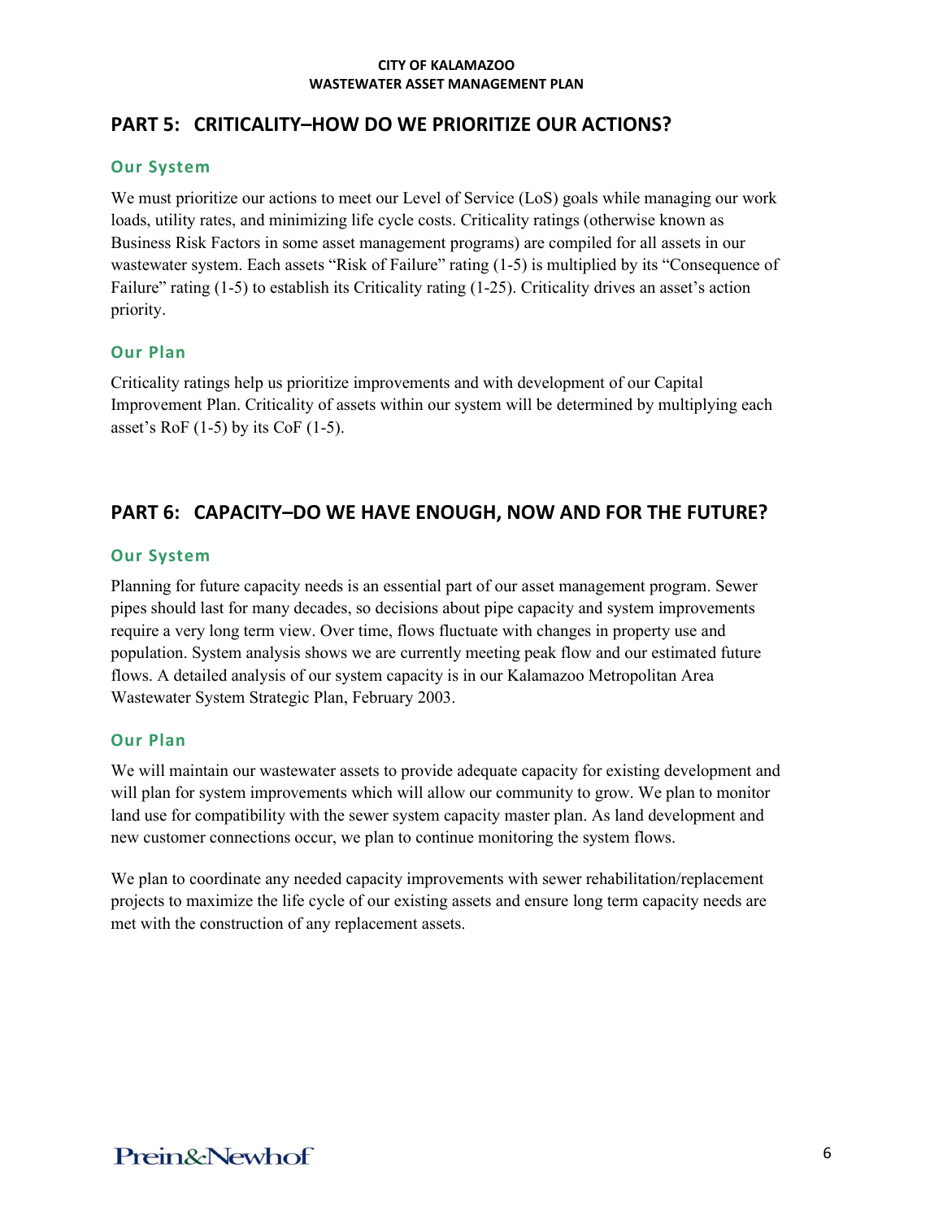## PART 5: CRITICALITY–HOW DO WE PRIORITIZE OUR ACTIONS?

### Our System

We must prioritize our actions to meet our Level of Service (LoS) goals while managing our work loads, utility rates, and minimizing life cycle costs. Criticality ratings (otherwise known as Business Risk Factors in some asset management programs) are compiled for all assets in our wastewater system. Each assets "Risk of Failure" rating (1-5) is multiplied by its "Consequence of Failure" rating (1-5) to establish its Criticality rating (1-25). Criticality drives an asset's action priority.

### Our Plan

Criticality ratings help us prioritize improvements and with development of our Capital Improvement Plan. Criticality of assets within our system will be determined by multiplying each asset's RoF (1-5) by its CoF (1-5).

## PART 6: CAPACITY–DO WE HAVE ENOUGH, NOW AND FOR THE FUTURE?

### Our System

Planning for future capacity needs is an essential part of our asset management program. Sewer pipes should last for many decades, so decisions about pipe capacity and system improvements require a very long term view. Over time, flows fluctuate with changes in property use and population. System analysis shows we are currently meeting peak flow and our estimated future flows. A detailed analysis of our system capacity is in our Kalamazoo Metropolitan Area Wastewater System Strategic Plan, February 2003.

### Our Plan

We will maintain our wastewater assets to provide adequate capacity for existing development and will plan for system improvements which will allow our community to grow. We plan to monitor land use for compatibility with the sewer system capacity master plan. As land development and new customer connections occur, we plan to continue monitoring the system flows.

We plan to coordinate any needed capacity improvements with sewer rehabilitation/replacement projects to maximize the life cycle of our existing assets and ensure long term capacity needs are met with the construction of any replacement assets.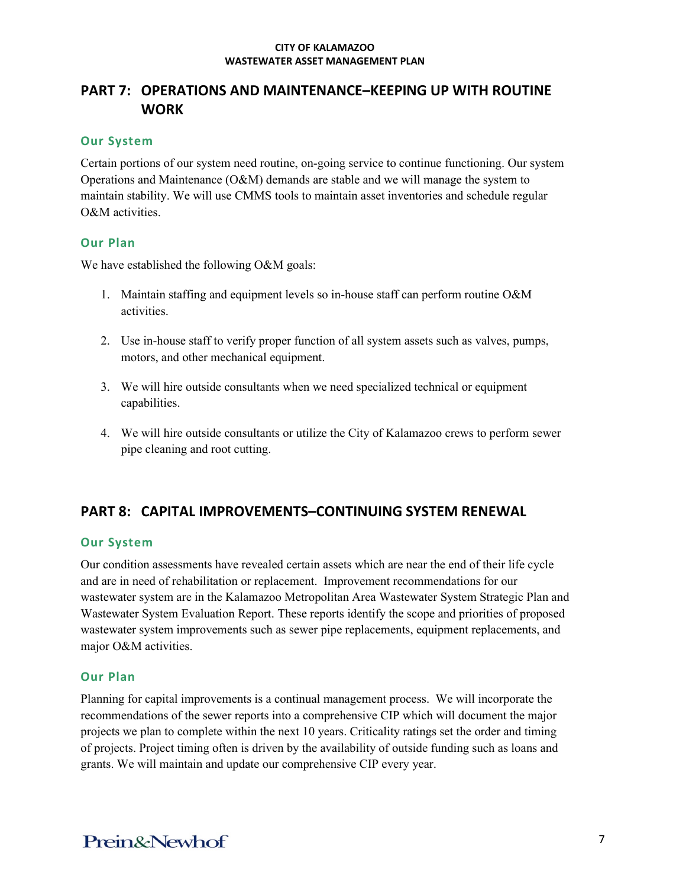## PART 7: OPERATIONS AND MAINTENANCE–KEEPING UP WITH ROUTINE WORK

### Our System

Certain portions of our system need routine, on-going service to continue functioning. Our system Operations and Maintenance (O&M) demands are stable and we will manage the system to maintain stability. We will use CMMS tools to maintain asset inventories and schedule regular O&M activities.

### Our Plan

We have established the following O&M goals:

1. Maintain staffing and equipment levels so in-house staff can perform routine O&M activities.
2. Use in-house staff to verify proper function of all system assets such as valves, pumps, motors, and other mechanical equipment.
3. We will hire outside consultants when we need specialized technical or equipment capabilities.
4. We will hire outside consultants or utilize the City of Kalamazoo crews to perform sewer pipe cleaning and root cutting.

## PART 8: CAPITAL IMPROVEMENTS–CONTINUING SYSTEM RENEWAL

### Our System

Our condition assessments have revealed certain assets which are near the end of their life cycle and are in need of rehabilitation or replacement. Improvement recommendations for our wastewater system are in the Kalamazoo Metropolitan Area Wastewater System Strategic Plan and Wastewater System Evaluation Report. These reports identify the scope and priorities of proposed wastewater system improvements such as sewer pipe replacements, equipment replacements, and major O&M activities.

### Our Plan

Planning for capital improvements is a continual management process. We will incorporate the recommendations of the sewer reports into a comprehensive CIP which will document the major projects we plan to complete within the next 10 years. Criticality ratings set the order and timing of projects. Project timing often is driven by the availability of outside funding such as loans and grants. We will maintain and update our comprehensive CIP every year.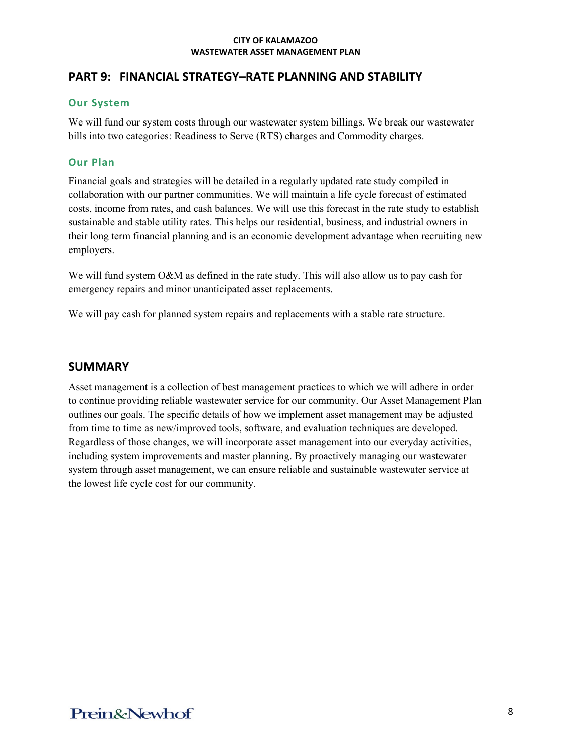## PART 9: FINANCIAL STRATEGY–RATE PLANNING AND STABILITY

### Our System

We will fund our system costs through our wastewater system billings. We break our wastewater bills into two categories: Readiness to Serve (RTS) charges and Commodity charges.

### Our Plan

Financial goals and strategies will be detailed in a regularly updated rate study compiled in collaboration with our partner communities. We will maintain a life cycle forecast of estimated costs, income from rates, and cash balances. We will use this forecast in the rate study to establish sustainable and stable utility rates. This helps our residential, business, and industrial owners in their long term financial planning and is an economic development advantage when recruiting new employers.

We will fund system O&M as defined in the rate study. This will also allow us to pay cash for emergency repairs and minor unanticipated asset replacements.

We will pay cash for planned system repairs and replacements with a stable rate structure.

## SUMMARY

Asset management is a collection of best management practices to which we will adhere in order to continue providing reliable wastewater service for our community. Our Asset Management Plan outlines our goals. The specific details of how we implement asset management may be adjusted from time to time as new/improved tools, software, and evaluation techniques are developed. Regardless of those changes, we will incorporate asset management into our everyday activities, including system improvements and master planning. By proactively managing our wastewater system through asset management, we can ensure reliable and sustainable wastewater service at the lowest life cycle cost for our community.